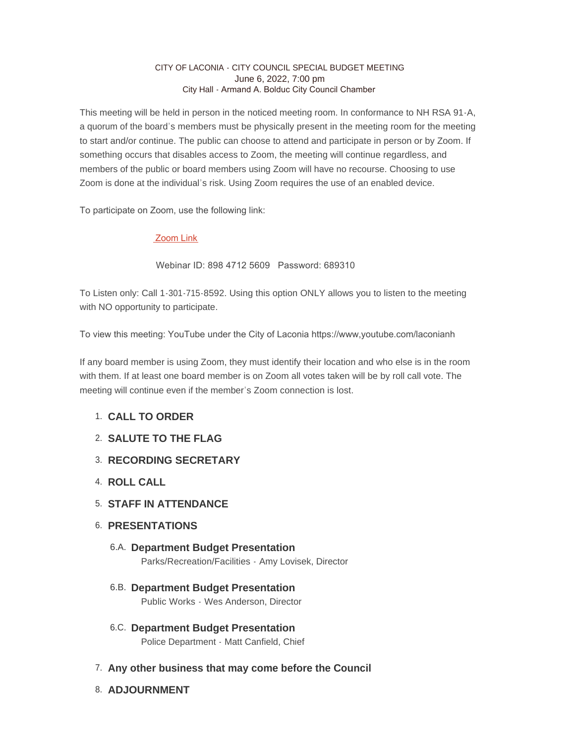CITY OF LACONIA - CITY COUNCIL SPECIAL BUDGET MEETING
June 6, 2022, 7:00 pm
City Hall - Armand A. Bolduc City Council Chamber

This meeting will be held in person in the noticed meeting room. In conformance to NH RSA 91-A, a quorum of the board's members must be physically present in the meeting room for the meeting to start and/or continue. The public can choose to attend and participate in person or by Zoom. If something occurs that disables access to Zoom, the meeting will continue regardless, and members of the public or board members using Zoom will have no recourse. Choosing to use Zoom is done at the individual's risk. Using Zoom requires the use of an enabled device.

To participate on Zoom, use the following link:

Zoom Link

Webinar ID: 898 4712 5609 Password: 689310

To Listen only: Call 1-301-715-8592. Using this option ONLY allows you to listen to the meeting with NO opportunity to participate.

To view this meeting: YouTube under the City of Laconia https://www,youtube.com/laconianh

If any board member is using Zoom, they must identify their location and who else is in the room with them. If at least one board member is on Zoom all votes taken will be by roll call vote. The meeting will continue even if the member's Zoom connection is lost.

1. **CALL TO ORDER**
2. **SALUTE TO THE FLAG**
3. **RECORDING SECRETARY**
4. **ROLL CALL**
5. **STAFF IN ATTENDANCE**
6. **PRESENTATIONS**
   - 6.A. **Department Budget Presentation**
     Parks/Recreation/Facilities - Amy Lovisek, Director
   - 6.B. **Department Budget Presentation**
     Public Works - Wes Anderson, Director
   - 6.C. **Department Budget Presentation**
     Police Department - Matt Canfield, Chief
7. **Any other business that may come before the Council**
8. **ADJOURNMENT**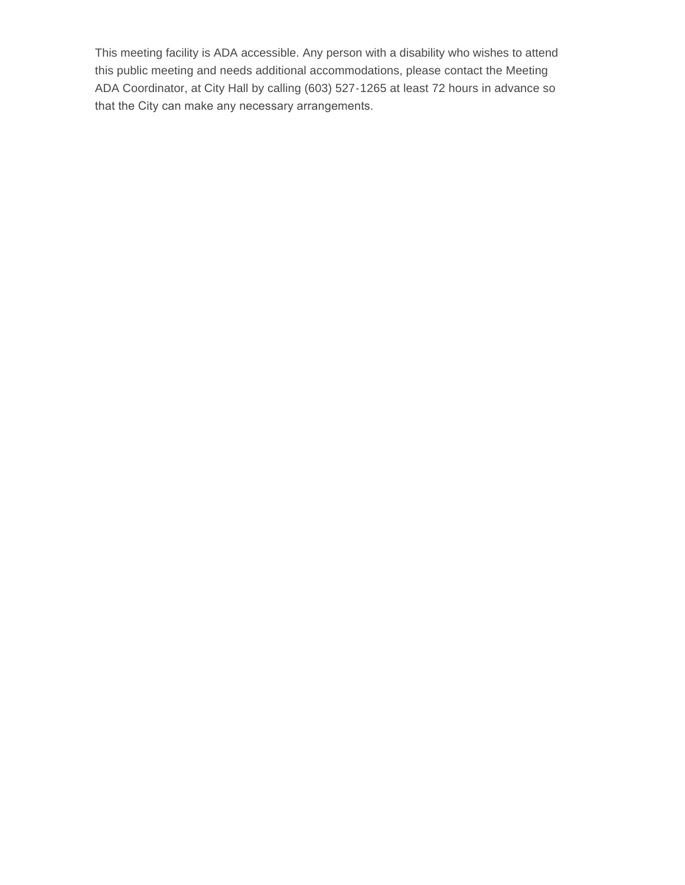This meeting facility is ADA accessible. Any person with a disability who wishes to attend this public meeting and needs additional accommodations, please contact the Meeting ADA Coordinator, at City Hall by calling (603) 527-1265 at least 72 hours in advance so that the City can make any necessary arrangements.